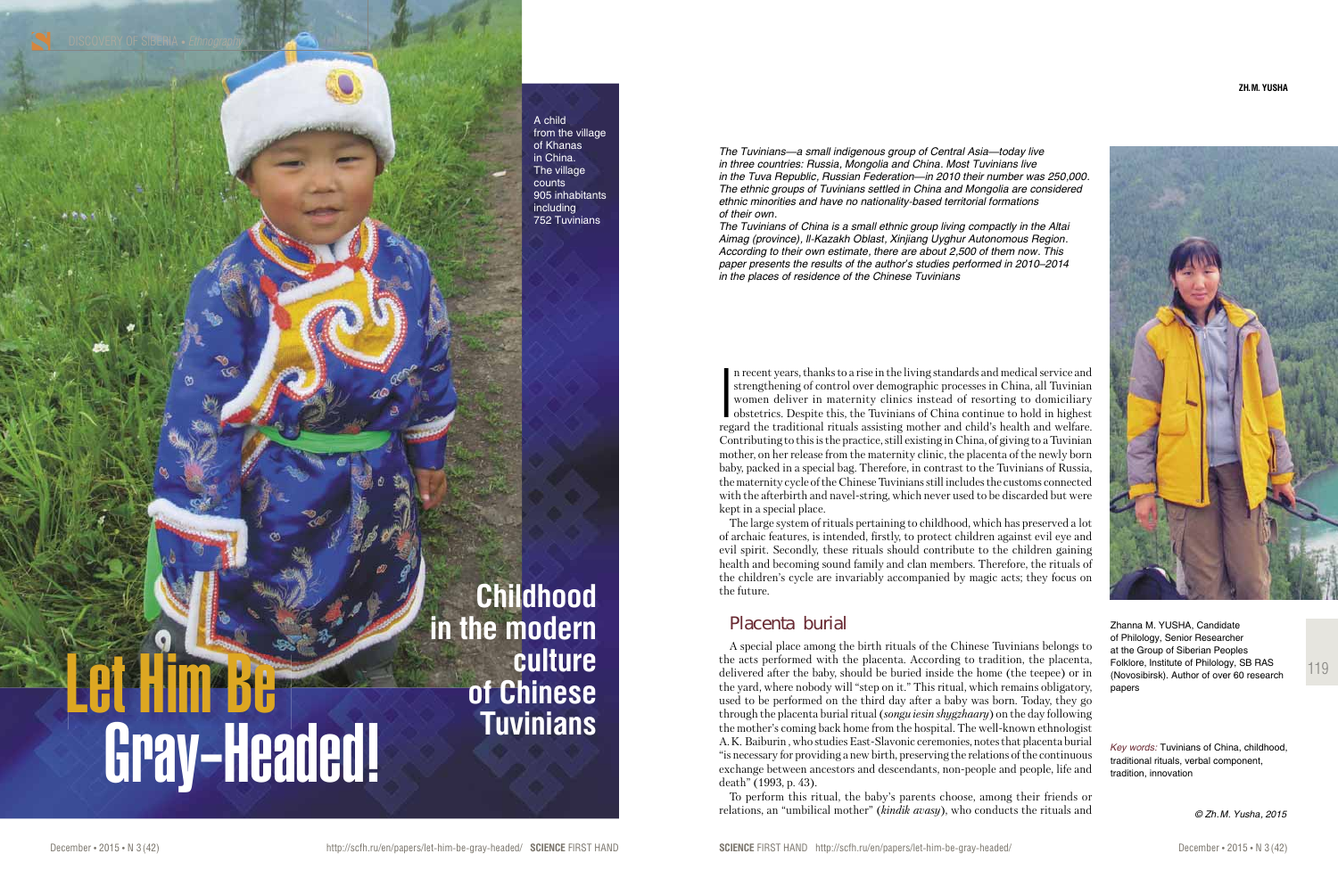A child from the village of Khanas in China. The village counts 905 inhabitants including 752 Tuvinians

# Let Him Be Gray-Headed!

## Childhood in the modern culture of Chinese Tuvinians

ZH.M. YUSHA

*The Tuvinians—a small indigenous group of Central Asia—today live in three countries: Russia, Mongolia and China. Most Tuvinians live in the Tuva Republic, Russian Federation—in 2010 their number was 250,000. The ethnic groups of Tuvinians settled in China and Mongolia are considered ethnic minorities and have no nationality-based territorial formations of their own.*

*The Tuvinians of China is a small ethnic group living compactly in the Altai Aimag (province), Il-Kazakh Oblast, Xinjiang Uyghur Autonomous Region. According to their own estimate, there are about 2,500 of them now. This paper presents the results of the author's studies performed in 2010–2014 in the places of residence of the Chinese Tuvinians*

Zhanna M. YUSHA, Candidate of Philology, Senior Researcher at the Group of Siberian Peoples Folklore, Institute of Philology, SB RAS (Novosibirsk). Author of over 60 research papers

*Key words:* Tuvinians of China, childhood, traditional rituals, verbal component, tradition, innovation

© Zh.M. Yusha, 2015

In recent years, thanks to a rise in the living standards and medical service and strengthening of control over demographic processes in China, all Tuvinian women deliver in maternity clinics instead of resorting to domiciliary obstetrics. Despite this, the Tuvinians of China continue to hold in highest regard the traditional rituals assisting mother and child's health and welfare. Contributing to this is the practice, still existing in China, of giving to a Tuvinian mother, on her release from the maternity clinic, the placenta of the newly born baby, packed in a special bag. Therefore, in contrast to the Tuvinians of Russia, the maternity cycle of the Chinese Tuvinians still includes the customs connected with the afterbirth and navel-string, which never used to be discarded but were kept in a special place.

The large system of rituals pertaining to childhood, which has preserved a lot of archaic features, is intended, firstly, to protect children against evil eye and evil spirit. Secondly, these rituals should contribute to the children gaining health and becoming sound family and clan members. Therefore, the rituals of the children's cycle are invariably accompanied by magic acts; they focus on the future.

### Placenta burial

A special place among the birth rituals of the Chinese Tuvinians belongs to the acts performed with the placenta. According to tradition, the placenta, delivered after the baby, should be buried inside the home (the teepee) or in the yard, where nobody will "step on it." This ritual, which remains obligatory, used to be performed on the third day after a baby was born. Today, they go through the placenta burial ritual (*songu iesin shygzhaary*) on the day following the mother's coming back home from the hospital. The well-known ethnologist A.K. Baiburin, who studies East-Slavonic ceremonies, notes that placenta burial "is necessary for providing a new birth, preserving the relations of the continuous exchange between ancestors and descendants, non-people and people, life and death" (1993, p. 43).

To perform this ritual, the baby's parents choose, among their friends or relations, an "umbilical mother" (*kindik avasy*), who conducts the rituals and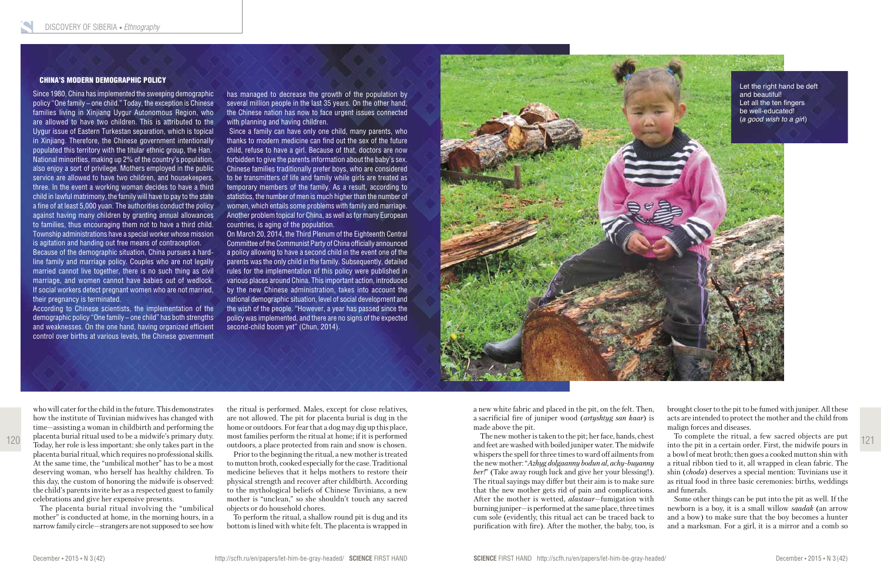### CHINA'S MODERN DEMOGRAPHIC POLICY

Since 1980, China has implemented the sweeping demographic policy "One family – one child." Today, the exception is Chinese families living in Xinjiang Uygur Autonomous Region, who are allowed to have two children. This is attributed to the Uygur issue of Eastern Turkestan separation, which is topical in Xinjiang. Therefore, the Chinese government intentionally populated this territory with the titular ethnic group, the Han. National minorities, making up 2% of the country's population, also enjoy a sort of privilege. Mothers employed in the public service are allowed to have two children, and housekeepers, three. In the event a working woman decides to have a third child in lawful matrimony, the family will have to pay to the state a fine of at least 5,000 yuan. The authorities conduct the policy against having many children by granting annual allowances to families, thus encouraging them not to have a third child. Township administrations have a special worker whose mission is agitation and handing out free means of contraception.

Because of the demographic situation, China pursues a hard-line family and marriage policy. Couples who are not legally married cannot live together, there is no such thing as civil marriage, and women cannot have babies out of wedlock. If social workers detect pregnant women who are not married, their pregnancy is terminated.

According to Chinese scientists, the implementation of the demographic policy "One family – one child" has both strengths and weaknesses. On the one hand, having organized efficient control over births at various levels, the Chinese government has managed to decrease the growth of the population by several million people in the last 35 years. On the other hand, the Chinese nation has now to face urgent issues connected with planning and having children.

Since a family can have only one child, many parents, who thanks to modern medicine can find out the sex of the future child, refuse to have a girl. Because of that, doctors are now forbidden to give the parents information about the baby's sex. Chinese families traditionally prefer boys, who are considered to be transmitters of life and family while girls are treated as temporary members of the family. As a result, according to statistics, the number of men is much higher than the number of women, which entails some problems with family and marriage. Another problem topical for China, as well as for many European countries, is aging of the population.

On March 20, 2014, the Third Plenum of the Eighteenth Central Committee of the Communist Party of China officially announced a policy allowing to have a second child in the event one of the parents was the only child in the family. Subsequently, detailed rules for the implementation of this policy were published in various places around China. This important action, introduced by the new Chinese administration, takes into account the national demographic situation, level of social development and the wish of the people. "However, a year has passed since the policy was implemented, and there are no signs of the expected second-child boom yet" (Chun, 2014).

Let the right hand be deft
and beautiful!
Let all the ten fingers
be well-educated!
(*a good wish to a girl*)

who will cater for the child in the future. This demonstrates how the institute of Tuvinian midwives has changed with time—assisting a woman in childbirth and performing the placenta burial ritual used to be a midwife's primary duty. Today, her role is less important: she only takes part in the placenta burial ritual, which requires no professional skills. At the same time, the "umbilical mother" has to be a most deserving woman, who herself has healthy children. To this day, the custom of honoring the midwife is observed: the child's parents invite her as a respected guest to family celebrations and give her expensive presents.

The placenta burial ritual involving the "umbilical mother" is conducted at home, in the morning hours, in a narrow family circle—strangers are not supposed to see how the ritual is performed. Males, except for close relatives, are not allowed. The pit for placenta burial is dug in the home or outdoors. For fear that a dog may dig up this place, most families perform the ritual at home; if it is performed outdoors, a place protected from rain and snow is chosen.

Prior to the beginning the ritual, a new mother is treated to mutton broth, cooked especially for the case. Traditional medicine believes that it helps mothers to restore their physical strength and recover after childbirth. According to the mythological beliefs of Chinese Tuvinians, a new mother is "unclean," so she shouldn't touch any sacred objects or do household chores.

To perform the ritual, a shallow round pit is dug and its bottom is lined with white felt. The placenta is wrapped in a new white fabric and placed in the pit, on the felt. Then, a sacrificial fire of juniper wood (*artyshtyg san kaar*) is made above the pit.

The new mother is taken to the pit; her face, hands, chest and feet are washed with boiled juniper water. The midwife whispers the spell for three times to ward off ailments from the new mother: "*Azhyg dolgaanny bodun al, achy-buyanny ber!*" (Take away rough luck and give her your blessing!). The ritual sayings may differ but their aim is to make sure that the new mother gets rid of pain and complications. After the mother is wetted, *alastaar*—fumigation with burning juniper—is performed at the same place, three times cum sole (evidently, this ritual act can be traced back to purification with fire). After the mother, the baby, too, is brought closer to the pit to be fumed with juniper. All these acts are intended to protect the mother and the child from malign forces and diseases.

To complete the ritual, a few sacred objects are put into the pit in a certain order. First, the midwife pours in a bowl of meat broth; then goes a cooked mutton shin with a ritual ribbon tied to it, all wrapped in clean fabric. The shin (*choda*) deserves a special mention: Tuvinians use it as ritual food in three basic ceremonies: births, weddings and funerals.

Some other things can be put into the pit as well. If the newborn is a boy, it is a small willow *saadak* (an arrow and a bow) to make sure that the boy becomes a hunter and a marksman. For a girl, it is a mirror and a comb so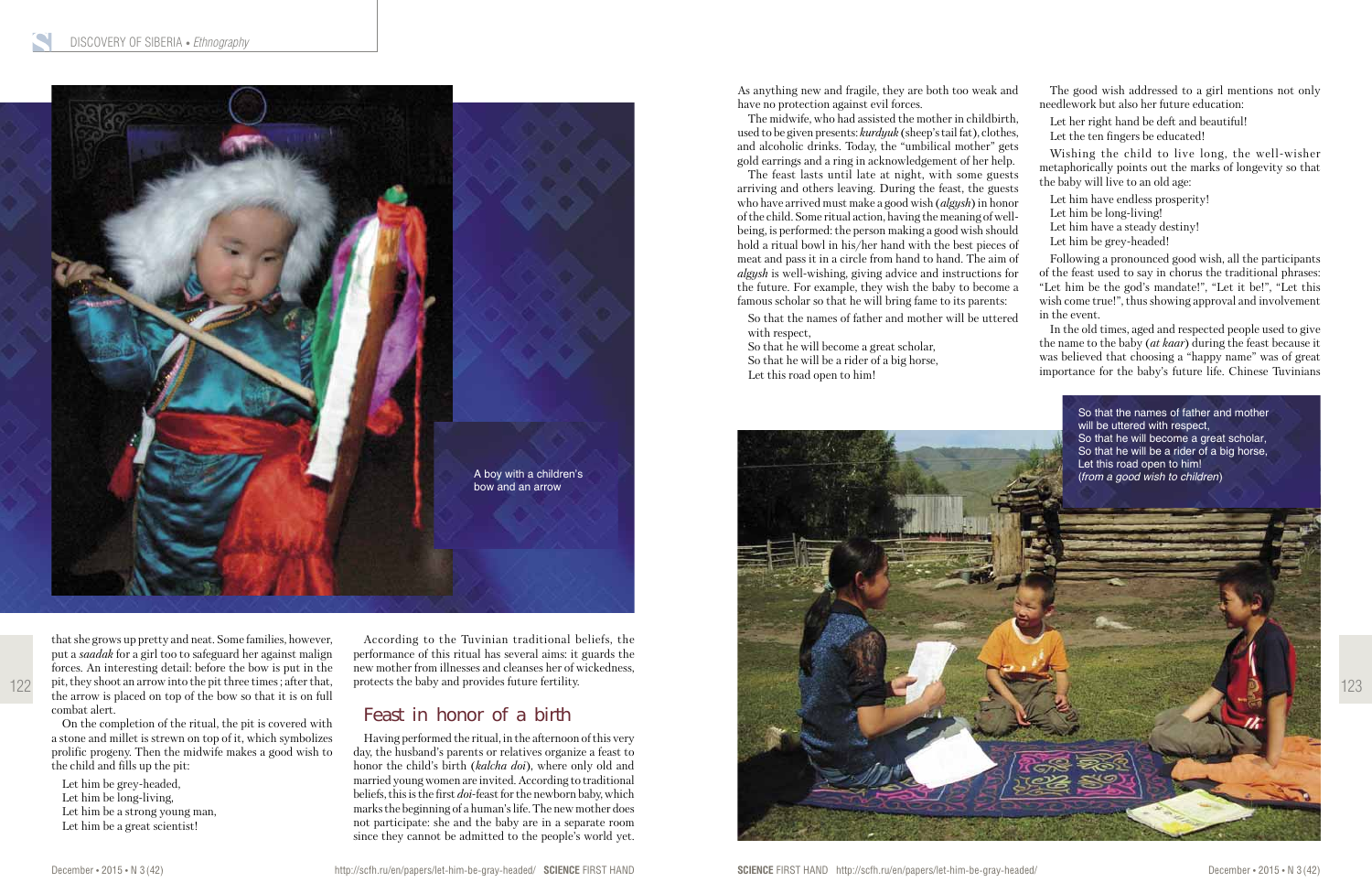that she grows up pretty and neat. Some families, however, put a *saadak* for a girl too to safeguard her against malign forces. An interesting detail: before the bow is put in the pit, they shoot an arrow into the pit three times; after that, the arrow is placed on top of the bow so that it is on full combat alert.

On the completion of the ritual, the pit is covered with a stone and millet is strewn on top of it, which symbolizes prolific progeny. Then the midwife makes a good wish to the child and fills up the pit:

Let him be grey-headed,
Let him be long-living,
Let him be a strong young man,
Let him be a great scientist!

According to the Tuvinian traditional beliefs, the performance of this ritual has several aims: it guards the new mother from illnesses and cleanses her of wickedness, protects the baby and provides future fertility.

A boy with a children's bow and an arrow

## Feast in honor of a birth

Having performed the ritual, in the afternoon of this very day, the husband's parents or relatives organize a feast to honor the child's birth (*kalcha doi*), where only old and married young women are invited. According to traditional beliefs, this is the first *doi*-feast for the newborn baby, which marks the beginning of a human's life. The new mother does not participate: she and the baby are in a separate room since they cannot be admitted to the people's world yet. As anything new and fragile, they are both too weak and have no protection against evil forces.

The midwife, who had assisted the mother in childbirth, used to be given presents: *kurdyuk* (sheep's tail fat), clothes, and alcoholic drinks. Today, the "umbilical mother" gets gold earrings and a ring in acknowledgement of her help.

The feast lasts until late at night, with some guests arriving and others leaving. During the feast, the guests who have arrived must make a good wish (*algysh*) in honor of the child. Some ritual action, having the meaning of well-being, is performed: the person making a good wish should hold a ritual bowl in his/her hand with the best pieces of meat and pass it in a circle from hand to hand. The aim of *algysh* is well-wishing, giving advice and instructions for the future. For example, they wish the baby to become a famous scholar so that he will bring fame to its parents:

So that the names of father and mother will be uttered with respect,
So that he will become a great scholar,
So that he will be a rider of a big horse,
Let this road open to him!

The good wish addressed to a girl mentions not only needlework but also her future education:

Let her right hand be deft and beautiful!
Let the ten fingers be educated!

Wishing the child to live long, the well-wisher metaphorically points out the marks of longevity so that the baby will live to an old age:

Let him have endless prosperity!
Let him be long-living!
Let him have a steady destiny!
Let him be grey-headed!

Following a pronounced good wish, all the participants of the feast used to say in chorus the traditional phrases: "Let him be the god's mandate!", "Let it be!", "Let this wish come true!", thus showing approval and involvement in the event.

In the old times, aged and respected people used to give the name to the baby (*at kaar*) during the feast because it was believed that choosing a "happy name" was of great importance for the baby's future life. Chinese Tuvinians

So that the names of father and mother will be uttered with respect,
So that he will become a great scholar,
So that he will be a rider of a big horse,
Let this road open to him!
(*from a good wish to children*)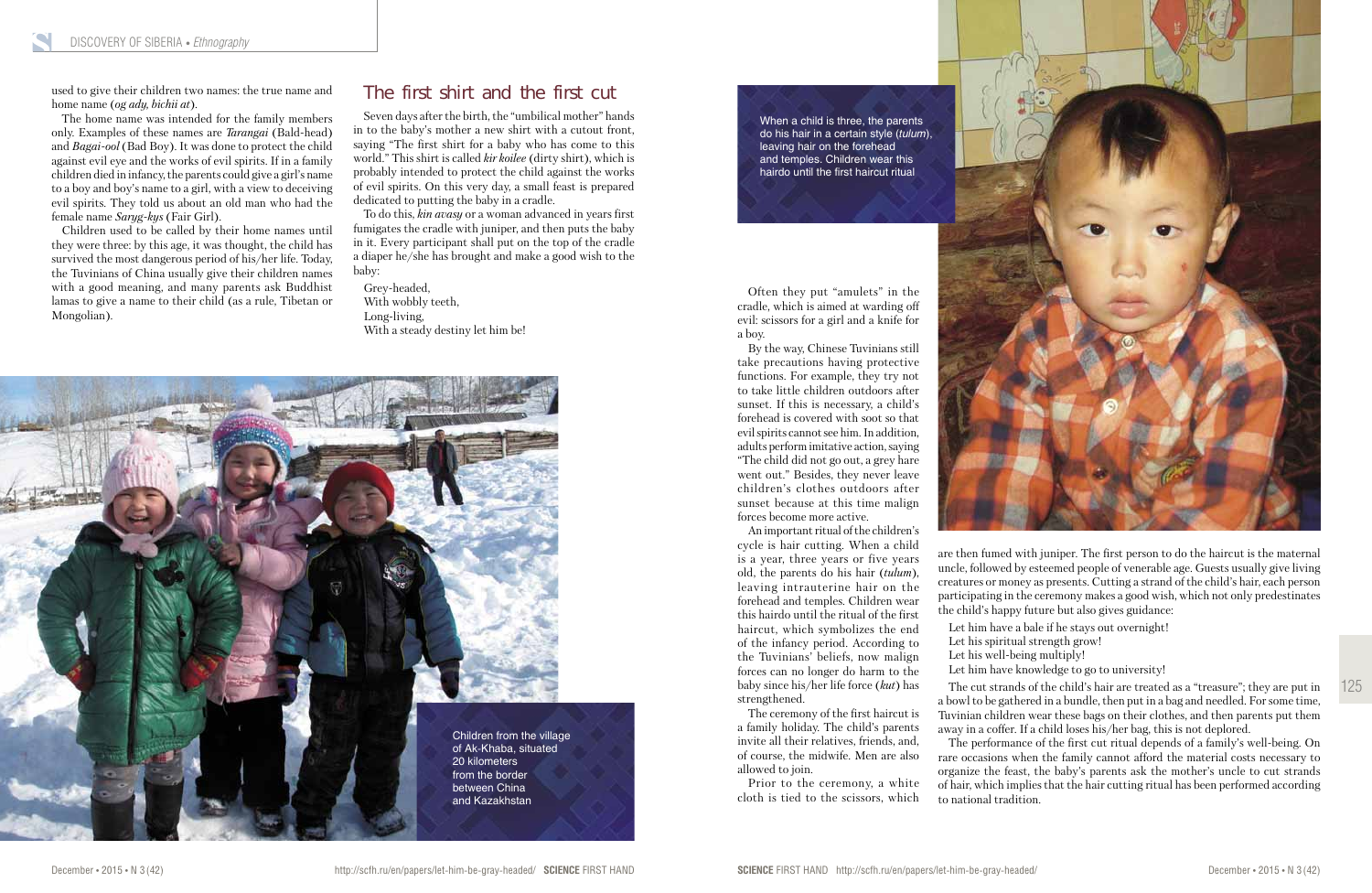used to give their children two names: the true name and home name (*og ady, bichii at*).

The home name was intended for the family members only. Examples of these names are *Tarangai* (Bald-head) and *Bagai-ool* (Bad Boy). It was done to protect the child against evil eye and the works of evil spirits. If in a family children died in infancy, the parents could give a girl's name to a boy and boy's name to a girl, with a view to deceiving evil spirits. They told us about an old man who had the female name *Saryg-kys* (Fair Girl).

Children used to be called by their home names until they were three: by this age, it was thought, the child has survived the most dangerous period of his/her life. Today, the Tuvinians of China usually give their children names with a good meaning, and many parents ask Buddhist lamas to give a name to their child (as a rule, Tibetan or Mongolian).

## The first shirt and the first cut

Seven days after the birth, the "umbilical mother" hands in to the baby's mother a new shirt with a cutout front, saying "The first shirt for a baby who has come to this world." This shirt is called *kir koilee* (dirty shirt), which is probably intended to protect the child against the works of evil spirits. On this very day, a small feast is prepared dedicated to putting the baby in a cradle.

To do this, *kin avasy* or a woman advanced in years first fumigates the cradle with juniper, and then puts the baby in it. Every participant shall put on the top of the cradle a diaper he/she has brought and make a good wish to the baby:

Grey-headed,
With wobbly teeth,
Long-living,
With a steady destiny let him be!

Children from the village of Ak-Khaba, situated 20 kilometers from the border between China and Kazakhstan

When a child is three, the parents do his hair in a certain style (*tulum*), leaving hair on the forehead and temples. Children wear this hairdo until the first haircut ritual

Often they put "amulets" in the cradle, which is aimed at warding off evil: scissors for a girl and a knife for a boy.

By the way, Chinese Tuvinians still take precautions having protective functions. For example, they try not to take little children outdoors after sunset. If this is necessary, a child's forehead is covered with soot so that evil spirits cannot see him. In addition, adults perform imitative action, saying "The child did not go out, a grey hare went out." Besides, they never leave children's clothes outdoors after sunset because at this time malign forces become more active.

An important ritual of the children's cycle is hair cutting. When a child is a year, three years or five years old, the parents do his hair (*tulum*), leaving intrauterine hair on the forehead and temples. Children wear this hairdo until the ritual of the first haircut, which symbolizes the end of the infancy period. According to the Tuvinians' beliefs, now malign forces can no longer do harm to the baby since his/her life force (*kut*) has strengthened.

The ceremony of the first haircut is a family holiday. The child's parents invite all their relatives, friends, and, of course, the midwife. Men are also allowed to join.

Prior to the ceremony, a white cloth is tied to the scissors, which are then fumed with juniper. The first person to do the haircut is the maternal uncle, followed by esteemed people of venerable age. Guests usually give living creatures or money as presents. Cutting a strand of the child's hair, each person participating in the ceremony makes a good wish, which not only predestinates the child's happy future but also gives guidance:

Let him have a bale if he stays out overnight!
Let his spiritual strength grow!
Let his well-being multiply!
Let him have knowledge to go to university!

The cut strands of the child's hair are treated as a "treasure"; they are put in a bowl to be gathered in a bundle, then put in a bag and needled. For some time, Tuvinian children wear these bags on their clothes, and then parents put them away in a coffer. If a child loses his/her bag, this is not deplored.

The performance of the first cut ritual depends of a family's well-being. On rare occasions when the family cannot afford the material costs necessary to organize the feast, the baby's parents ask the mother's uncle to cut strands of hair, which implies that the hair cutting ritual has been performed according to national tradition.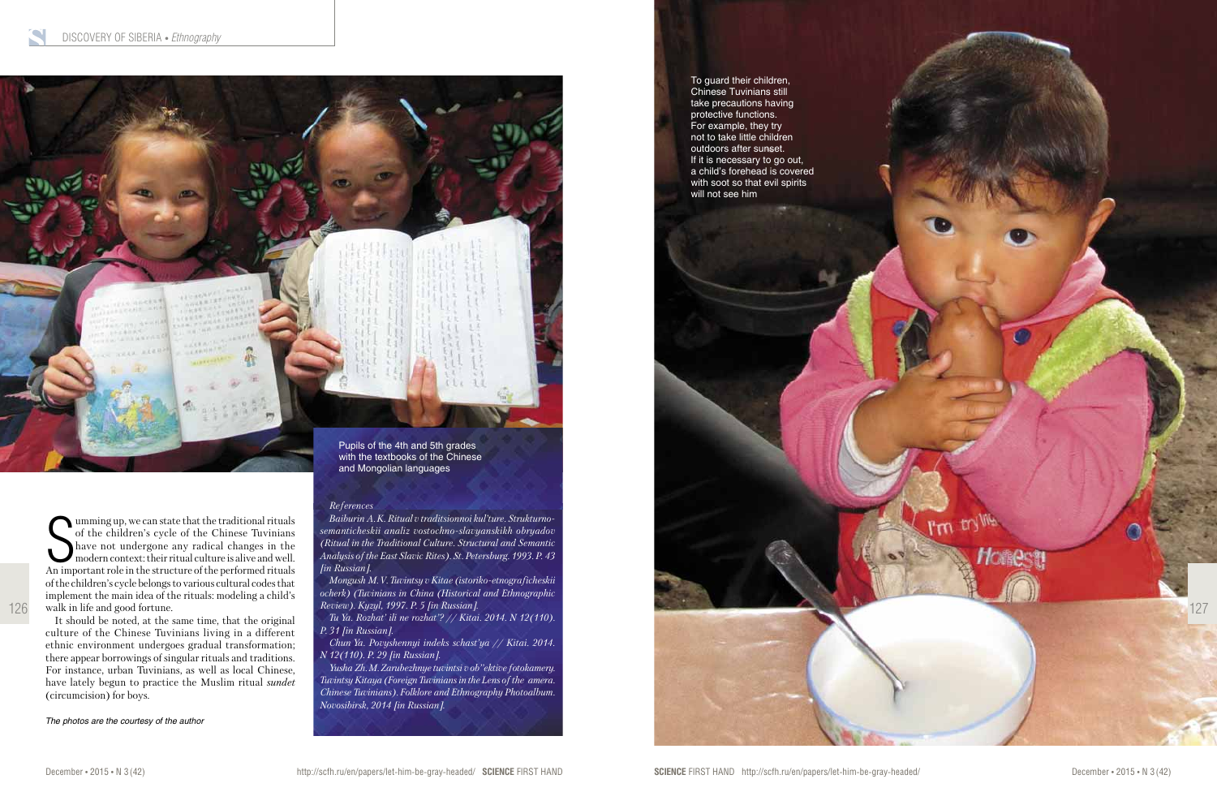Pupils of the 4th and 5th grades with the textbooks of the Chinese and Mongolian languages

To guard their children, Chinese Tuvinians still take precautions having protective functions. For example, they try not to take little children outdoors after sunset. If it is necessary to go out, a child's forehead is covered with soot so that evil spirits will not see him

Summing up, we can state that the traditional rituals of the children's cycle of the Chinese Tuvinians have not undergone any radical changes in the modern context: their ritual culture is alive and well. An important role in the structure of the performed rituals of the children's cycle belongs to various cultural codes that implement the main idea of the rituals: modeling a child's walk in life and good fortune.

It should be noted, at the same time, that the original culture of the Chinese Tuvinians living in a different ethnic environment undergoes gradual transformation; there appear borrowings of singular rituals and traditions. For instance, urban Tuvinians, as well as local Chinese, have lately begun to practice the Muslim ritual *sundet* (circumcision) for boys.

*The photos are the courtesy of the author*

*References*

*Baiburin A. K. Ritual v traditsionnoi kul'ture. Strukturno-semanticheskii analiz vostochno-slavyanskikh obryadov (Ritual in the Traditional Culture. Structural and Semantic Analysis of the East Slavic Rites). St. Petersburg, 1993. P. 43 [in Russian].*

*Mongush M. V. Tuvintsy v Kitae (istoriko-etnograficheskii ocherk) (Tuvinians in China (Historical and Ethnographic Review). Kyzyl, 1997. P. 5 [in Russian].*

*Tu Ya. Rozhat' ili ne rozhat'? // Kitai. 2014. N 12(110). P. 31 [in Russian].*

*Chun Ya. Povyshennyi indeks schast'ya // Kitai. 2014. N 12(110). P. 29 [in Russian].*

*Yusha Zh. M. Zarubezhnye tuvintsi v ob"ektive fotokamery. Tuvintsy Kitaya (Foreign Tuvinians in the Lens of the amera. Chinese Tuvinians). Folklore and Ethnography Photoalbum. Novosibirsk, 2014 [in Russian].*